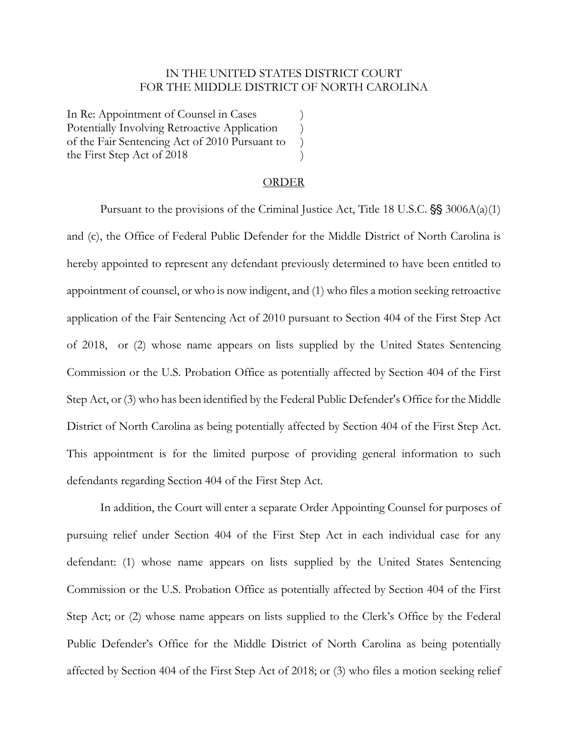IN THE UNITED STATES DISTRICT COURT
FOR THE MIDDLE DISTRICT OF NORTH CAROLINA

In Re: Appointment of Counsel in Cases )
Potentially Involving Retroactive Application )
of the Fair Sentencing Act of 2010 Pursuant to )
the First Step Act of 2018 )

ORDER

Pursuant to the provisions of the Criminal Justice Act, Title 18 U.S.C. §§ 3006A(a)(1) and (c), the Office of Federal Public Defender for the Middle District of North Carolina is hereby appointed to represent any defendant previously determined to have been entitled to appointment of counsel, or who is now indigent, and (1) who files a motion seeking retroactive application of the Fair Sentencing Act of 2010 pursuant to Section 404 of the First Step Act of 2018, or (2) whose name appears on lists supplied by the United States Sentencing Commission or the U.S. Probation Office as potentially affected by Section 404 of the First Step Act, or (3) who has been identified by the Federal Public Defender's Office for the Middle District of North Carolina as being potentially affected by Section 404 of the First Step Act. This appointment is for the limited purpose of providing general information to such defendants regarding Section 404 of the First Step Act.

In addition, the Court will enter a separate Order Appointing Counsel for purposes of pursuing relief under Section 404 of the First Step Act in each individual case for any defendant: (1) whose name appears on lists supplied by the United States Sentencing Commission or the U.S. Probation Office as potentially affected by Section 404 of the First Step Act; or (2) whose name appears on lists supplied to the Clerk's Office by the Federal Public Defender's Office for the Middle District of North Carolina as being potentially affected by Section 404 of the First Step Act of 2018; or (3) who files a motion seeking relief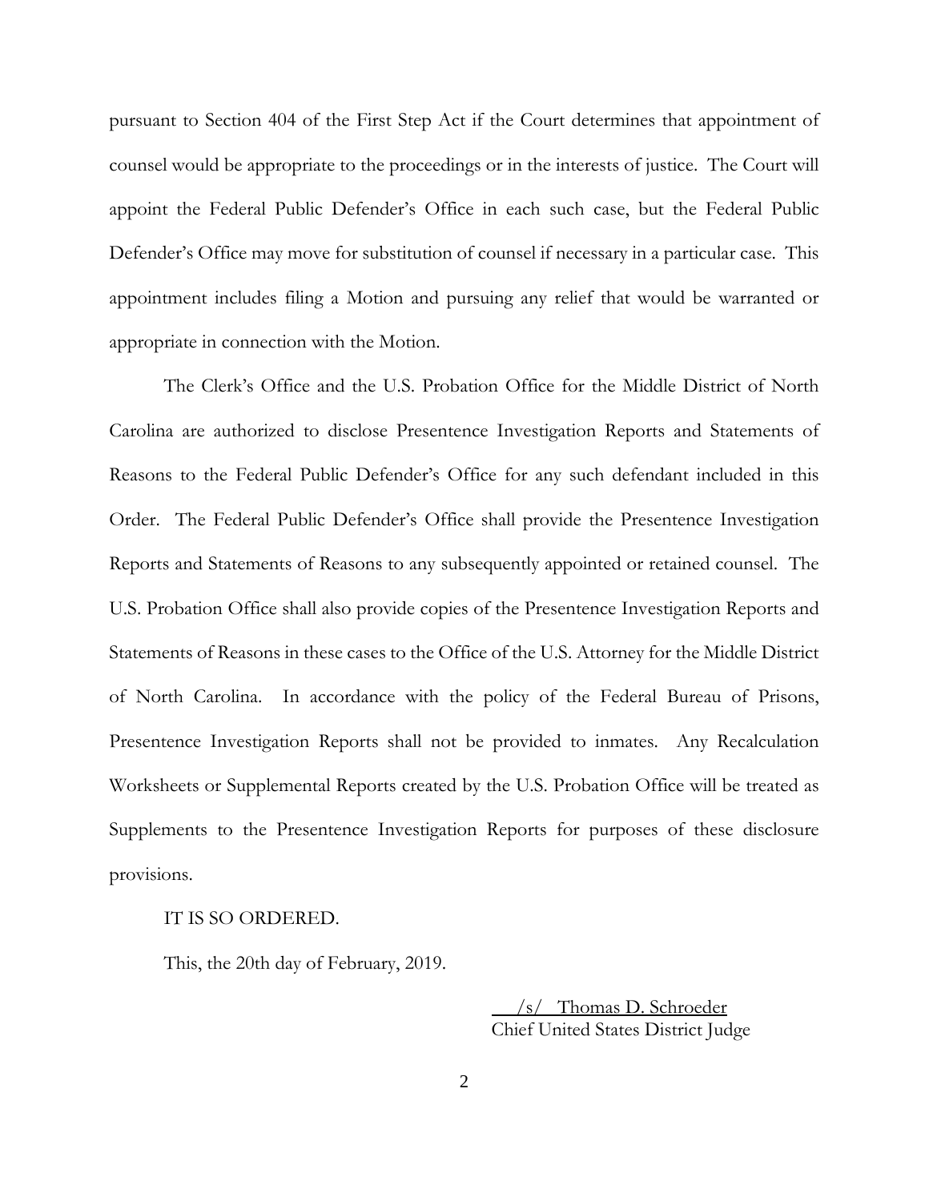pursuant to Section 404 of the First Step Act if the Court determines that appointment of counsel would be appropriate to the proceedings or in the interests of justice. The Court will appoint the Federal Public Defender's Office in each such case, but the Federal Public Defender's Office may move for substitution of counsel if necessary in a particular case. This appointment includes filing a Motion and pursuing any relief that would be warranted or appropriate in connection with the Motion.

The Clerk's Office and the U.S. Probation Office for the Middle District of North Carolina are authorized to disclose Presentence Investigation Reports and Statements of Reasons to the Federal Public Defender's Office for any such defendant included in this Order. The Federal Public Defender's Office shall provide the Presentence Investigation Reports and Statements of Reasons to any subsequently appointed or retained counsel. The U.S. Probation Office shall also provide copies of the Presentence Investigation Reports and Statements of Reasons in these cases to the Office of the U.S. Attorney for the Middle District of North Carolina. In accordance with the policy of the Federal Bureau of Prisons, Presentence Investigation Reports shall not be provided to inmates. Any Recalculation Worksheets or Supplemental Reports created by the U.S. Probation Office will be treated as Supplements to the Presentence Investigation Reports for purposes of these disclosure provisions.

IT IS SO ORDERED.

This, the 20th day of February, 2019.

/s/ Thomas D. Schroeder
Chief United States District Judge